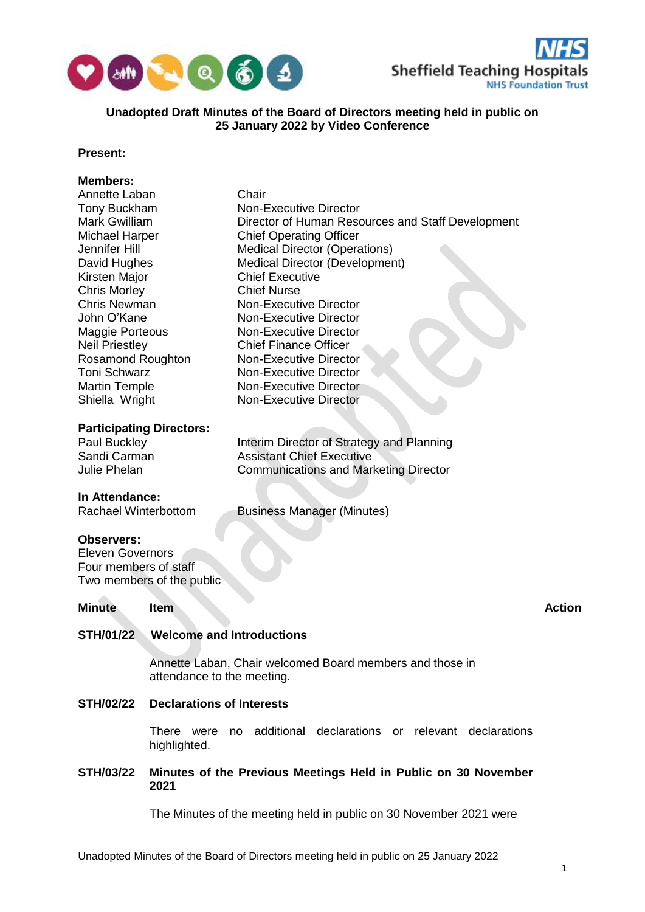**Unadopted Draft Minutes of the Board of Directors meeting held in public on 25 January 2022 by Video Conference**

**Present:**

**Members:**

| | |
|---|---|
| Annette Laban | Chair |
| Tony Buckham | Non-Executive Director |
| Mark Gwilliam | Director of Human Resources and Staff Development |
| Michael Harper | Chief Operating Officer |
| Jennifer Hill | Medical Director (Operations) |
| David Hughes | Medical Director (Development) |
| Kirsten Major | Chief Executive |
| Chris Morley | Chief Nurse |
| Chris Newman | Non-Executive Director |
| John O'Kane | Non-Executive Director |
| Maggie Porteous | Non-Executive Director |
| Neil Priestley | Chief Finance Officer |
| Rosamond Roughton | Non-Executive Director |
| Toni Schwarz | Non-Executive Director |
| Martin Temple | Non-Executive Director |
| Shiella Wright | Non-Executive Director |

**Participating Directors:**

| | |
|---|---|
| Paul Buckley | Interim Director of Strategy and Planning |
| Sandi Carman | Assistant Chief Executive |
| Julie Phelan | Communications and Marketing Director |

**In Attendance:**

| | |
|---|---|
| Rachael Winterbottom | Business Manager (Minutes) |

**Observers:**
Eleven Governors
Four members of staff
Two members of the public

| **Minute** | **Item** | **Action** |
|---|---|---|

**STH/01/22 Welcome and Introductions**

Annette Laban, Chair welcomed Board members and those in attendance to the meeting.

**STH/02/22 Declarations of Interests**

There were no additional declarations or relevant declarations highlighted.

**STH/03/22 Minutes of the Previous Meetings Held in Public on 30 November 2021**

The Minutes of the meeting held in public on 30 November 2021 were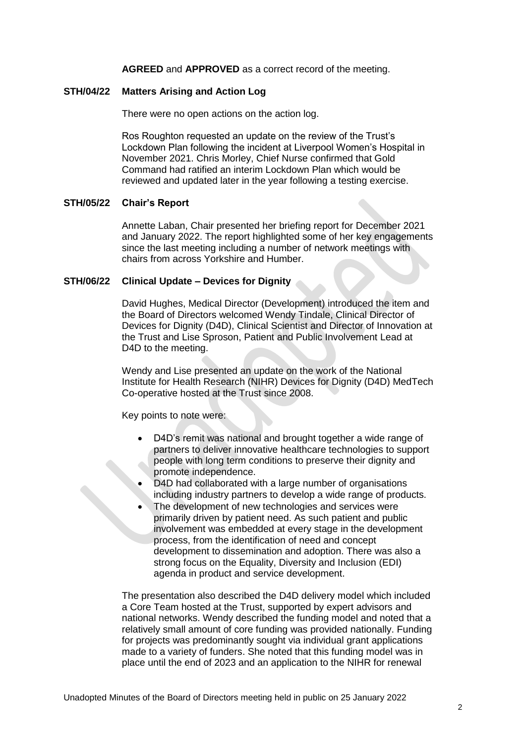**AGREED** and **APPROVED** as a correct record of the meeting.

**STH/04/22 Matters Arising and Action Log**

There were no open actions on the action log.

Ros Roughton requested an update on the review of the Trust's Lockdown Plan following the incident at Liverpool Women's Hospital in November 2021. Chris Morley, Chief Nurse confirmed that Gold Command had ratified an interim Lockdown Plan which would be reviewed and updated later in the year following a testing exercise.

**STH/05/22 Chair's Report**

Annette Laban, Chair presented her briefing report for December 2021 and January 2022. The report highlighted some of her key engagements since the last meeting including a number of network meetings with chairs from across Yorkshire and Humber.

**STH/06/22 Clinical Update – Devices for Dignity**

David Hughes, Medical Director (Development) introduced the item and the Board of Directors welcomed Wendy Tindale, Clinical Director of Devices for Dignity (D4D), Clinical Scientist and Director of Innovation at the Trust and Lise Sproson, Patient and Public Involvement Lead at D4D to the meeting.

Wendy and Lise presented an update on the work of the National Institute for Health Research (NIHR) Devices for Dignity (D4D) MedTech Co-operative hosted at the Trust since 2008.

Key points to note were:

- D4D's remit was national and brought together a wide range of partners to deliver innovative healthcare technologies to support people with long term conditions to preserve their dignity and promote independence.
- D4D had collaborated with a large number of organisations including industry partners to develop a wide range of products.
- The development of new technologies and services were primarily driven by patient need. As such patient and public involvement was embedded at every stage in the development process, from the identification of need and concept development to dissemination and adoption. There was also a strong focus on the Equality, Diversity and Inclusion (EDI) agenda in product and service development.

The presentation also described the D4D delivery model which included a Core Team hosted at the Trust, supported by expert advisors and national networks. Wendy described the funding model and noted that a relatively small amount of core funding was provided nationally. Funding for projects was predominantly sought via individual grant applications made to a variety of funders. She noted that this funding model was in place until the end of 2023 and an application to the NIHR for renewal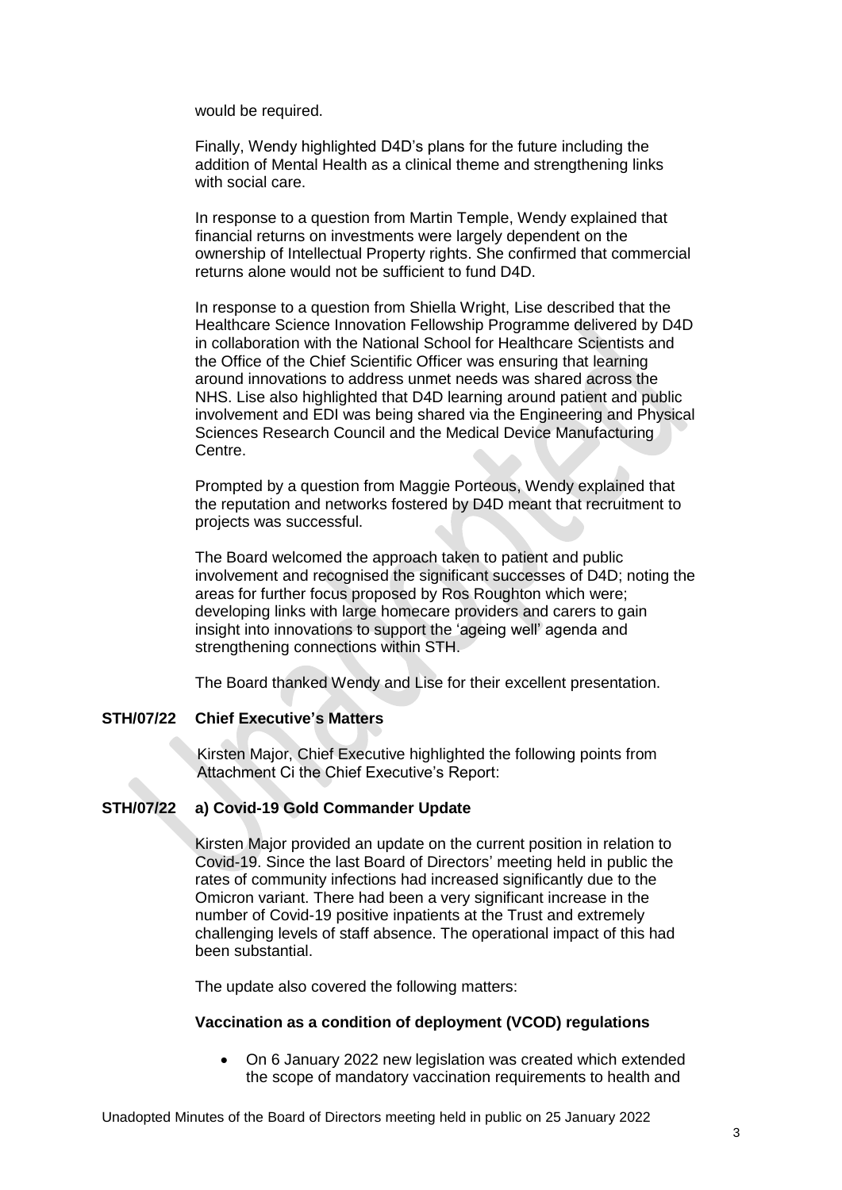would be required.

Finally, Wendy highlighted D4D's plans for the future including the addition of Mental Health as a clinical theme and strengthening links with social care.

In response to a question from Martin Temple, Wendy explained that financial returns on investments were largely dependent on the ownership of Intellectual Property rights. She confirmed that commercial returns alone would not be sufficient to fund D4D.

In response to a question from Shiella Wright, Lise described that the Healthcare Science Innovation Fellowship Programme delivered by D4D in collaboration with the National School for Healthcare Scientists and the Office of the Chief Scientific Officer was ensuring that learning around innovations to address unmet needs was shared across the NHS. Lise also highlighted that D4D learning around patient and public involvement and EDI was being shared via the Engineering and Physical Sciences Research Council and the Medical Device Manufacturing Centre.

Prompted by a question from Maggie Porteous, Wendy explained that the reputation and networks fostered by D4D meant that recruitment to projects was successful.

The Board welcomed the approach taken to patient and public involvement and recognised the significant successes of D4D; noting the areas for further focus proposed by Ros Roughton which were; developing links with large homecare providers and carers to gain insight into innovations to support the 'ageing well' agenda and strengthening connections within STH.

The Board thanked Wendy and Lise for their excellent presentation.

**STH/07/22 Chief Executive's Matters**

Kirsten Major, Chief Executive highlighted the following points from Attachment Ci the Chief Executive's Report:

**STH/07/22 a) Covid-19 Gold Commander Update**

Kirsten Major provided an update on the current position in relation to Covid-19. Since the last Board of Directors' meeting held in public the rates of community infections had increased significantly due to the Omicron variant. There had been a very significant increase in the number of Covid-19 positive inpatients at the Trust and extremely challenging levels of staff absence. The operational impact of this had been substantial.

The update also covered the following matters:

**Vaccination as a condition of deployment (VCOD) regulations**

- On 6 January 2022 new legislation was created which extended the scope of mandatory vaccination requirements to health and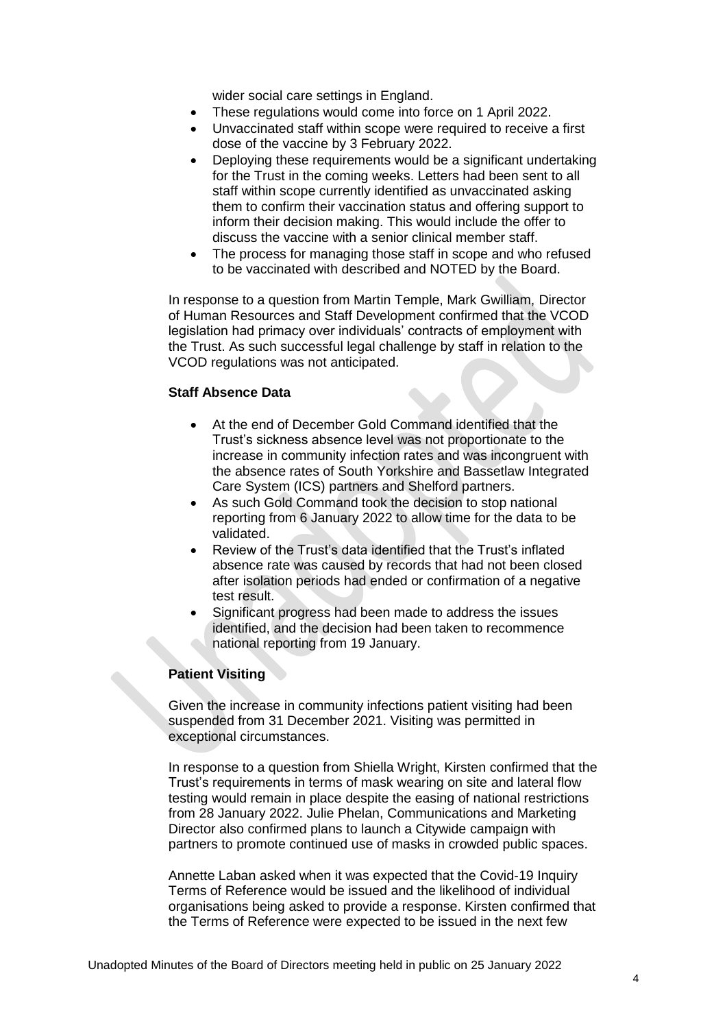wider social care settings in England.

- These regulations would come into force on 1 April 2022.
- Unvaccinated staff within scope were required to receive a first dose of the vaccine by 3 February 2022.
- Deploying these requirements would be a significant undertaking for the Trust in the coming weeks. Letters had been sent to all staff within scope currently identified as unvaccinated asking them to confirm their vaccination status and offering support to inform their decision making. This would include the offer to discuss the vaccine with a senior clinical member staff.
- The process for managing those staff in scope and who refused to be vaccinated with described and NOTED by the Board.

In response to a question from Martin Temple, Mark Gwilliam, Director of Human Resources and Staff Development confirmed that the VCOD legislation had primacy over individuals' contracts of employment with the Trust. As such successful legal challenge by staff in relation to the VCOD regulations was not anticipated.

**Staff Absence Data**

- At the end of December Gold Command identified that the Trust's sickness absence level was not proportionate to the increase in community infection rates and was incongruent with the absence rates of South Yorkshire and Bassetlaw Integrated Care System (ICS) partners and Shelford partners.
- As such Gold Command took the decision to stop national reporting from 6 January 2022 to allow time for the data to be validated.
- Review of the Trust's data identified that the Trust's inflated absence rate was caused by records that had not been closed after isolation periods had ended or confirmation of a negative test result.
- Significant progress had been made to address the issues identified, and the decision had been taken to recommence national reporting from 19 January.

**Patient Visiting**

Given the increase in community infections patient visiting had been suspended from 31 December 2021. Visiting was permitted in exceptional circumstances.

In response to a question from Shiella Wright, Kirsten confirmed that the Trust's requirements in terms of mask wearing on site and lateral flow testing would remain in place despite the easing of national restrictions from 28 January 2022. Julie Phelan, Communications and Marketing Director also confirmed plans to launch a Citywide campaign with partners to promote continued use of masks in crowded public spaces.

Annette Laban asked when it was expected that the Covid-19 Inquiry Terms of Reference would be issued and the likelihood of individual organisations being asked to provide a response. Kirsten confirmed that the Terms of Reference were expected to be issued in the next few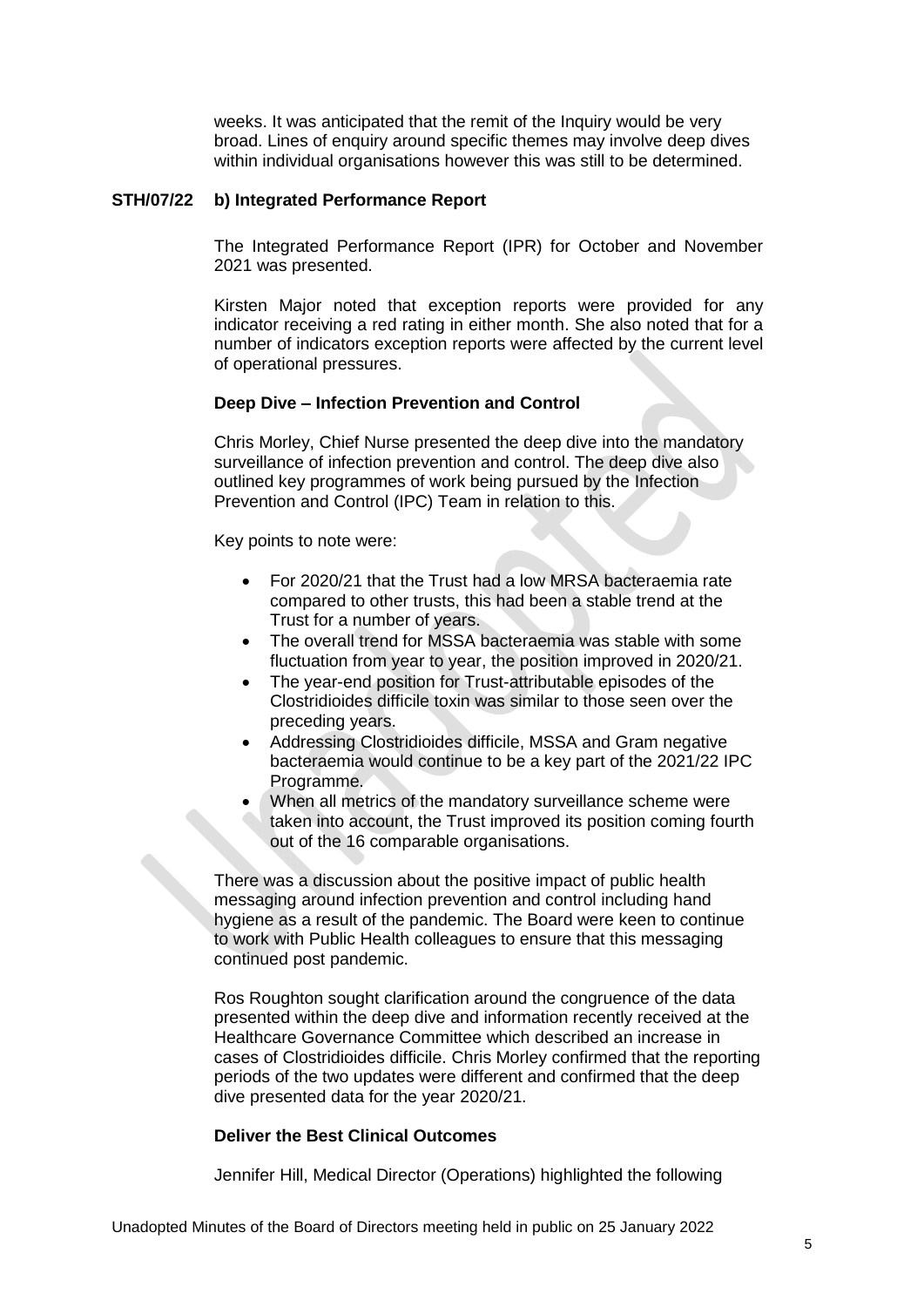weeks. It was anticipated that the remit of the Inquiry would be very broad. Lines of enquiry around specific themes may involve deep dives within individual organisations however this was still to be determined.

**STH/07/22 b) Integrated Performance Report**

The Integrated Performance Report (IPR) for October and November 2021 was presented.

Kirsten Major noted that exception reports were provided for any indicator receiving a red rating in either month. She also noted that for a number of indicators exception reports were affected by the current level of operational pressures.

**Deep Dive – Infection Prevention and Control**

Chris Morley, Chief Nurse presented the deep dive into the mandatory surveillance of infection prevention and control. The deep dive also outlined key programmes of work being pursued by the Infection Prevention and Control (IPC) Team in relation to this.

Key points to note were:

- For 2020/21 that the Trust had a low MRSA bacteraemia rate compared to other trusts, this had been a stable trend at the Trust for a number of years.
- The overall trend for MSSA bacteraemia was stable with some fluctuation from year to year, the position improved in 2020/21.
- The year-end position for Trust-attributable episodes of the Clostridioides difficile toxin was similar to those seen over the preceding years.
- Addressing Clostridioides difficile, MSSA and Gram negative bacteraemia would continue to be a key part of the 2021/22 IPC Programme.
- When all metrics of the mandatory surveillance scheme were taken into account, the Trust improved its position coming fourth out of the 16 comparable organisations.

There was a discussion about the positive impact of public health messaging around infection prevention and control including hand hygiene as a result of the pandemic. The Board were keen to continue to work with Public Health colleagues to ensure that this messaging continued post pandemic.

Ros Roughton sought clarification around the congruence of the data presented within the deep dive and information recently received at the Healthcare Governance Committee which described an increase in cases of Clostridioides difficile. Chris Morley confirmed that the reporting periods of the two updates were different and confirmed that the deep dive presented data for the year 2020/21.

**Deliver the Best Clinical Outcomes**

Jennifer Hill, Medical Director (Operations) highlighted the following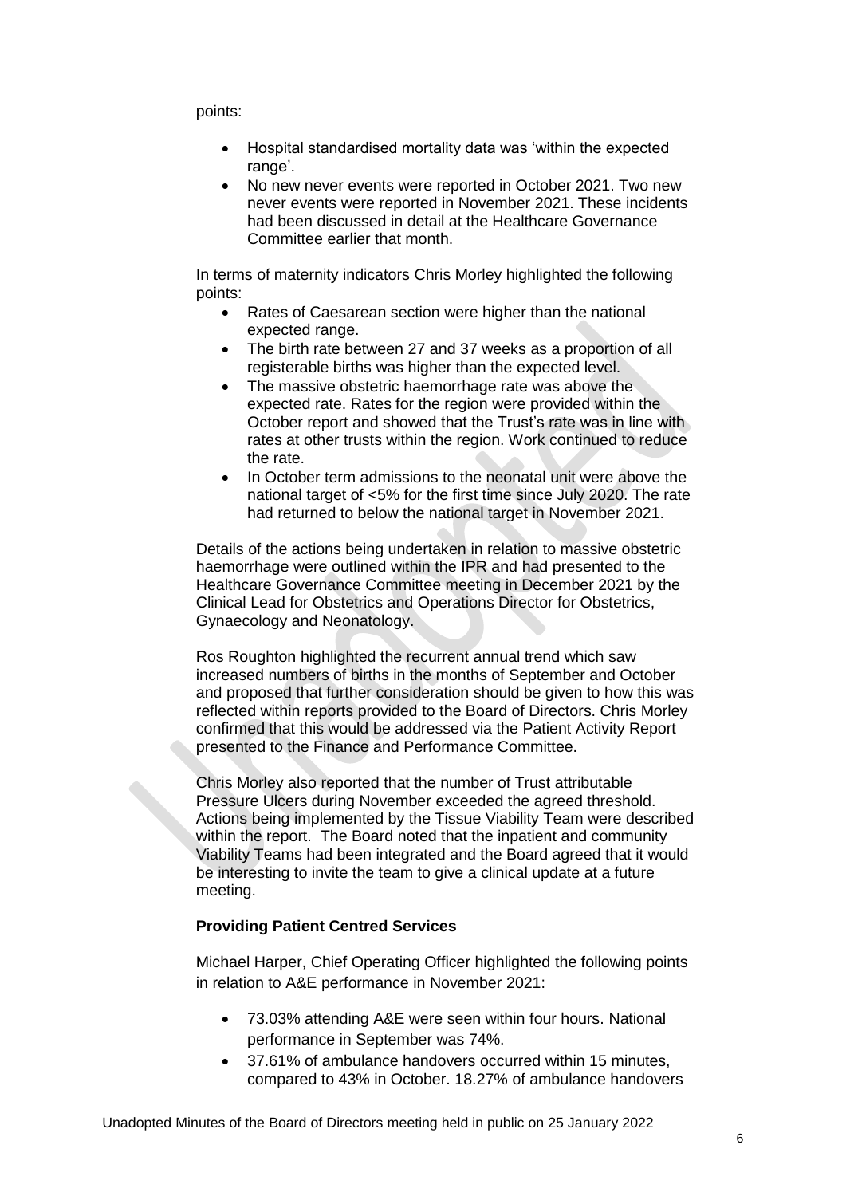points:

- Hospital standardised mortality data was 'within the expected range'.
- No new never events were reported in October 2021. Two new never events were reported in November 2021. These incidents had been discussed in detail at the Healthcare Governance Committee earlier that month.

In terms of maternity indicators Chris Morley highlighted the following points:

- Rates of Caesarean section were higher than the national expected range.
- The birth rate between 27 and 37 weeks as a proportion of all registerable births was higher than the expected level.
- The massive obstetric haemorrhage rate was above the expected rate. Rates for the region were provided within the October report and showed that the Trust's rate was in line with rates at other trusts within the region. Work continued to reduce the rate.
- In October term admissions to the neonatal unit were above the national target of <5% for the first time since July 2020. The rate had returned to below the national target in November 2021.

Details of the actions being undertaken in relation to massive obstetric haemorrhage were outlined within the IPR and had presented to the Healthcare Governance Committee meeting in December 2021 by the Clinical Lead for Obstetrics and Operations Director for Obstetrics, Gynaecology and Neonatology.

Ros Roughton highlighted the recurrent annual trend which saw increased numbers of births in the months of September and October and proposed that further consideration should be given to how this was reflected within reports provided to the Board of Directors. Chris Morley confirmed that this would be addressed via the Patient Activity Report presented to the Finance and Performance Committee.

Chris Morley also reported that the number of Trust attributable Pressure Ulcers during November exceeded the agreed threshold. Actions being implemented by the Tissue Viability Team were described within the report. The Board noted that the inpatient and community Viability Teams had been integrated and the Board agreed that it would be interesting to invite the team to give a clinical update at a future meeting.

**Providing Patient Centred Services**

Michael Harper, Chief Operating Officer highlighted the following points in relation to A&E performance in November 2021:

- 73.03% attending A&E were seen within four hours. National performance in September was 74%.
- 37.61% of ambulance handovers occurred within 15 minutes, compared to 43% in October. 18.27% of ambulance handovers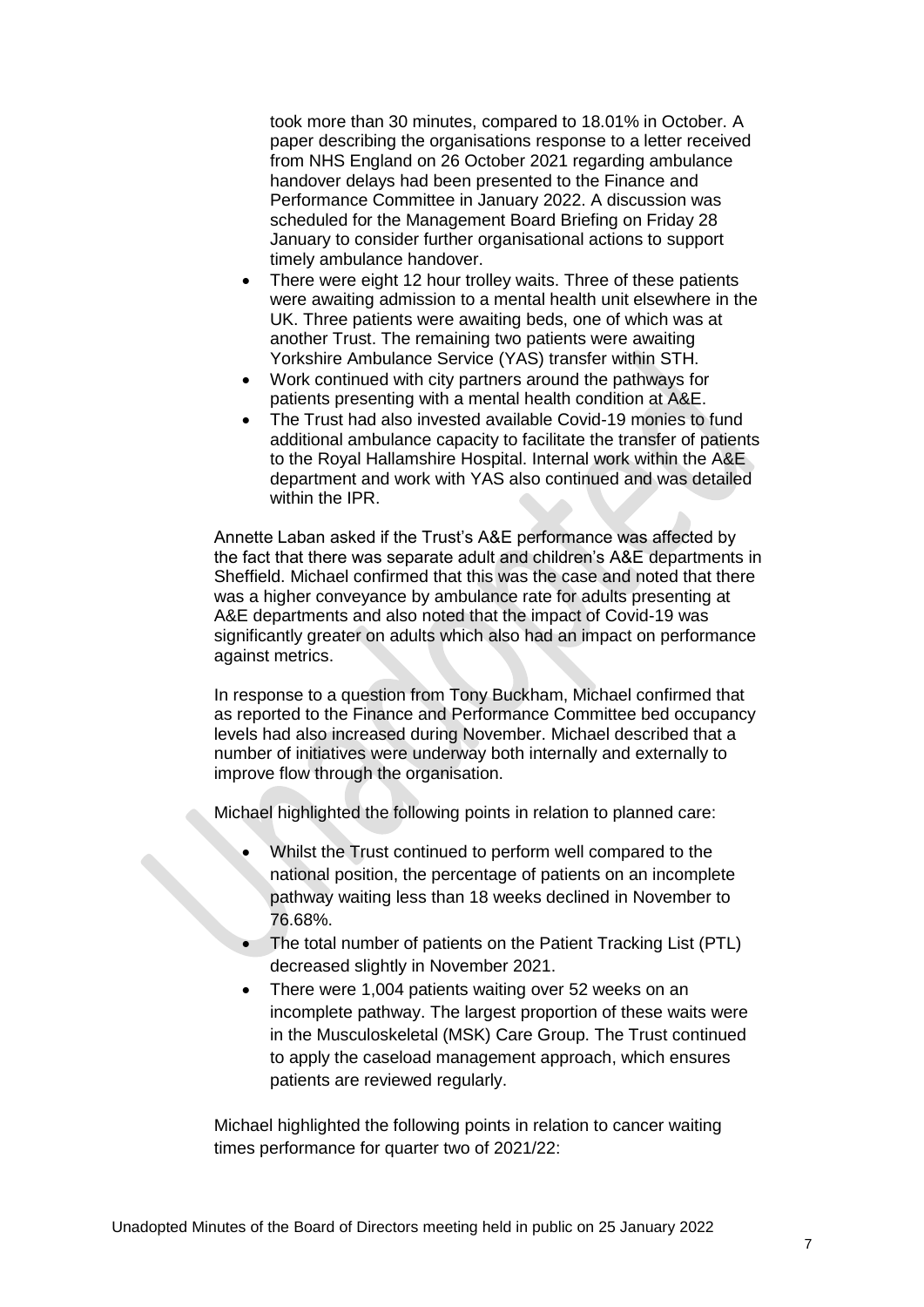took more than 30 minutes, compared to 18.01% in October. A paper describing the organisations response to a letter received from NHS England on 26 October 2021 regarding ambulance handover delays had been presented to the Finance and Performance Committee in January 2022. A discussion was scheduled for the Management Board Briefing on Friday 28 January to consider further organisational actions to support timely ambulance handover.

- There were eight 12 hour trolley waits. Three of these patients were awaiting admission to a mental health unit elsewhere in the UK. Three patients were awaiting beds, one of which was at another Trust. The remaining two patients were awaiting Yorkshire Ambulance Service (YAS) transfer within STH.
- Work continued with city partners around the pathways for patients presenting with a mental health condition at A&E.
- The Trust had also invested available Covid-19 monies to fund additional ambulance capacity to facilitate the transfer of patients to the Royal Hallamshire Hospital. Internal work within the A&E department and work with YAS also continued and was detailed within the IPR.

Annette Laban asked if the Trust's A&E performance was affected by the fact that there was separate adult and children's A&E departments in Sheffield. Michael confirmed that this was the case and noted that there was a higher conveyance by ambulance rate for adults presenting at A&E departments and also noted that the impact of Covid-19 was significantly greater on adults which also had an impact on performance against metrics.

In response to a question from Tony Buckham, Michael confirmed that as reported to the Finance and Performance Committee bed occupancy levels had also increased during November. Michael described that a number of initiatives were underway both internally and externally to improve flow through the organisation.

Michael highlighted the following points in relation to planned care:

- Whilst the Trust continued to perform well compared to the national position, the percentage of patients on an incomplete pathway waiting less than 18 weeks declined in November to 76.68%.
- The total number of patients on the Patient Tracking List (PTL) decreased slightly in November 2021.
- There were 1,004 patients waiting over 52 weeks on an incomplete pathway. The largest proportion of these waits were in the Musculoskeletal (MSK) Care Group. The Trust continued to apply the caseload management approach, which ensures patients are reviewed regularly.

Michael highlighted the following points in relation to cancer waiting times performance for quarter two of 2021/22: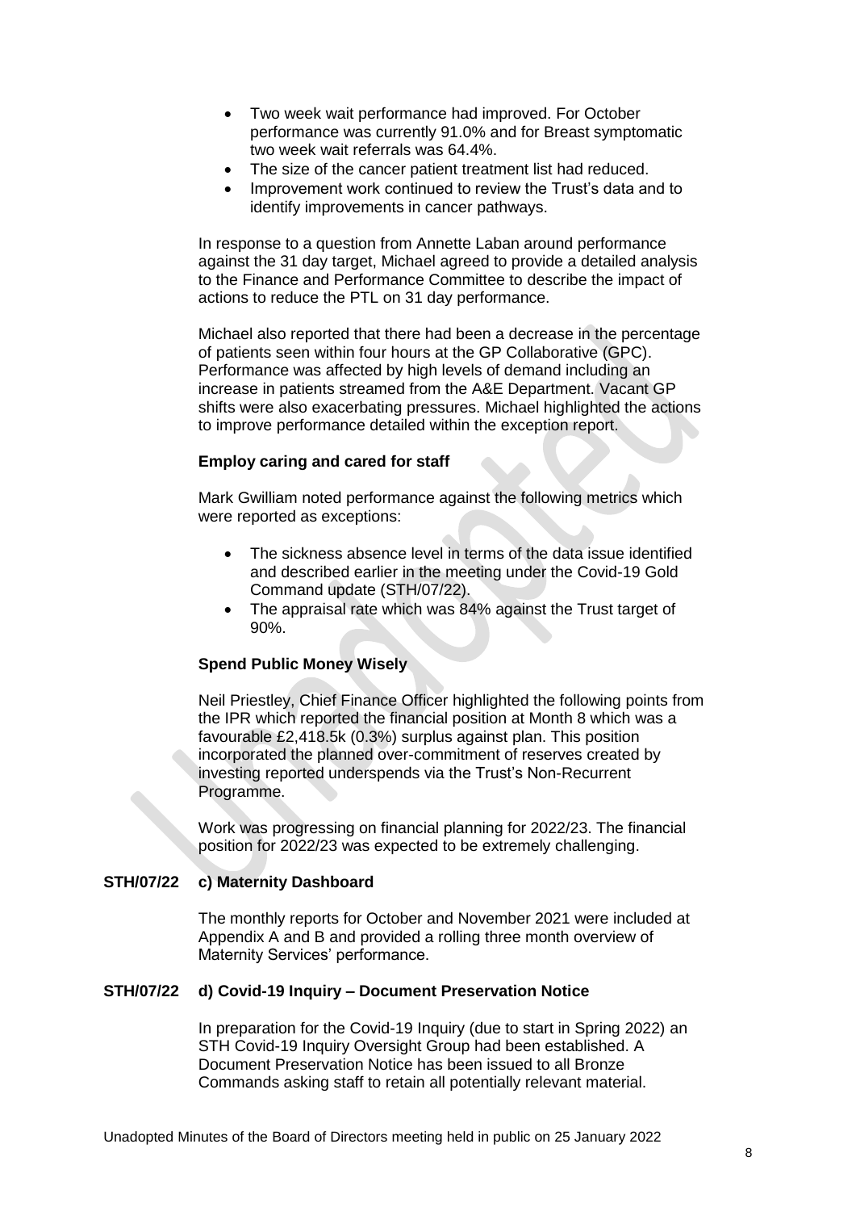- Two week wait performance had improved. For October performance was currently 91.0% and for Breast symptomatic two week wait referrals was 64.4%.
- The size of the cancer patient treatment list had reduced.
- Improvement work continued to review the Trust's data and to identify improvements in cancer pathways.

In response to a question from Annette Laban around performance against the 31 day target, Michael agreed to provide a detailed analysis to the Finance and Performance Committee to describe the impact of actions to reduce the PTL on 31 day performance.

Michael also reported that there had been a decrease in the percentage of patients seen within four hours at the GP Collaborative (GPC). Performance was affected by high levels of demand including an increase in patients streamed from the A&E Department. Vacant GP shifts were also exacerbating pressures. Michael highlighted the actions to improve performance detailed within the exception report.

**Employ caring and cared for staff**

Mark Gwilliam noted performance against the following metrics which were reported as exceptions:

- The sickness absence level in terms of the data issue identified and described earlier in the meeting under the Covid-19 Gold Command update (STH/07/22).
- The appraisal rate which was 84% against the Trust target of 90%.

**Spend Public Money Wisely**

Neil Priestley, Chief Finance Officer highlighted the following points from the IPR which reported the financial position at Month 8 which was a favourable £2,418.5k (0.3%) surplus against plan. This position incorporated the planned over-commitment of reserves created by investing reported underspends via the Trust's Non-Recurrent Programme.

Work was progressing on financial planning for 2022/23. The financial position for 2022/23 was expected to be extremely challenging.

**STH/07/22 c) Maternity Dashboard**

The monthly reports for October and November 2021 were included at Appendix A and B and provided a rolling three month overview of Maternity Services' performance.

**STH/07/22 d) Covid-19 Inquiry – Document Preservation Notice**

In preparation for the Covid-19 Inquiry (due to start in Spring 2022) an STH Covid-19 Inquiry Oversight Group had been established. A Document Preservation Notice has been issued to all Bronze Commands asking staff to retain all potentially relevant material.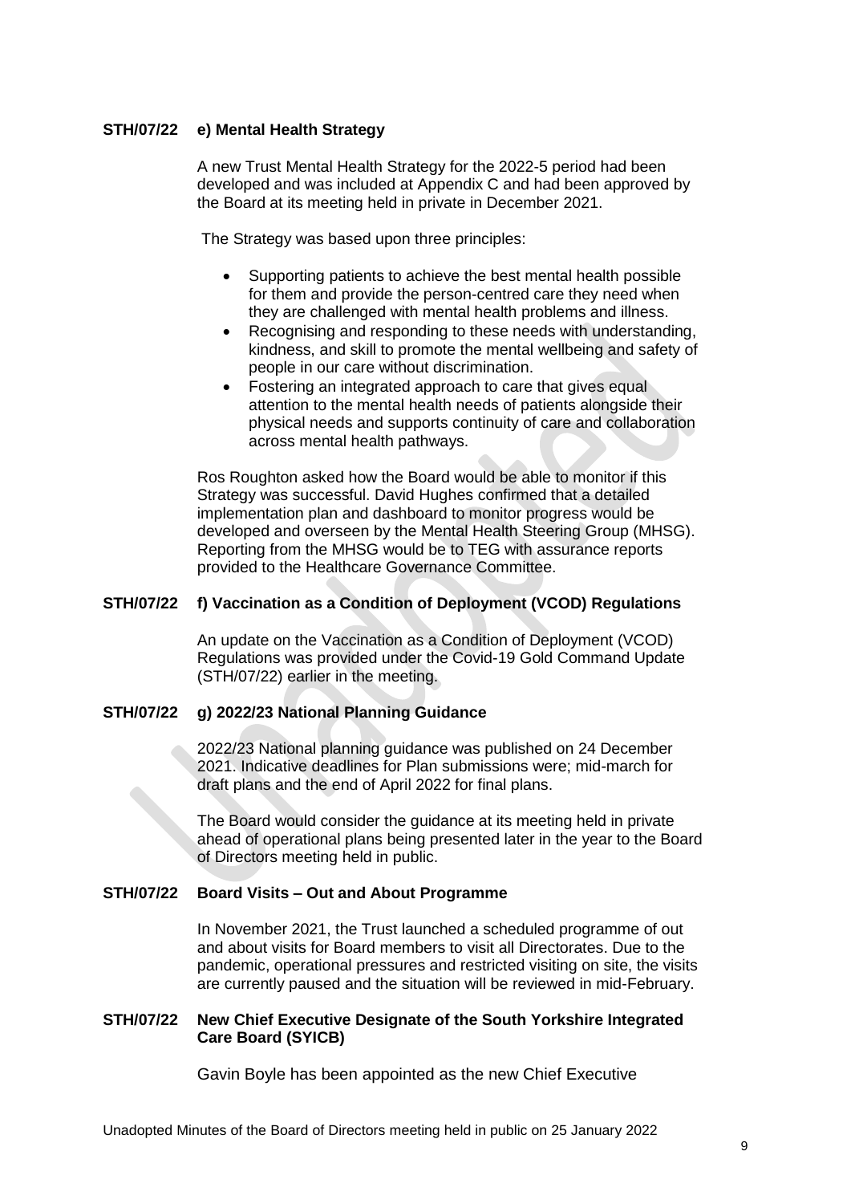**STH/07/22 e) Mental Health Strategy**

A new Trust Mental Health Strategy for the 2022-5 period had been developed and was included at Appendix C and had been approved by the Board at its meeting held in private in December 2021.

The Strategy was based upon three principles:

- Supporting patients to achieve the best mental health possible for them and provide the person-centred care they need when they are challenged with mental health problems and illness.
- Recognising and responding to these needs with understanding, kindness, and skill to promote the mental wellbeing and safety of people in our care without discrimination.
- Fostering an integrated approach to care that gives equal attention to the mental health needs of patients alongside their physical needs and supports continuity of care and collaboration across mental health pathways.

Ros Roughton asked how the Board would be able to monitor if this Strategy was successful. David Hughes confirmed that a detailed implementation plan and dashboard to monitor progress would be developed and overseen by the Mental Health Steering Group (MHSG). Reporting from the MHSG would be to TEG with assurance reports provided to the Healthcare Governance Committee.

**STH/07/22 f) Vaccination as a Condition of Deployment (VCOD) Regulations**

An update on the Vaccination as a Condition of Deployment (VCOD) Regulations was provided under the Covid-19 Gold Command Update (STH/07/22) earlier in the meeting.

**STH/07/22 g) 2022/23 National Planning Guidance**

2022/23 National planning guidance was published on 24 December 2021. Indicative deadlines for Plan submissions were; mid-march for draft plans and the end of April 2022 for final plans.

The Board would consider the guidance at its meeting held in private ahead of operational plans being presented later in the year to the Board of Directors meeting held in public.

**STH/07/22 Board Visits – Out and About Programme**

In November 2021, the Trust launched a scheduled programme of out and about visits for Board members to visit all Directorates. Due to the pandemic, operational pressures and restricted visiting on site, the visits are currently paused and the situation will be reviewed in mid-February.

**STH/07/22 New Chief Executive Designate of the South Yorkshire Integrated Care Board (SYICB)**

Gavin Boyle has been appointed as the new Chief Executive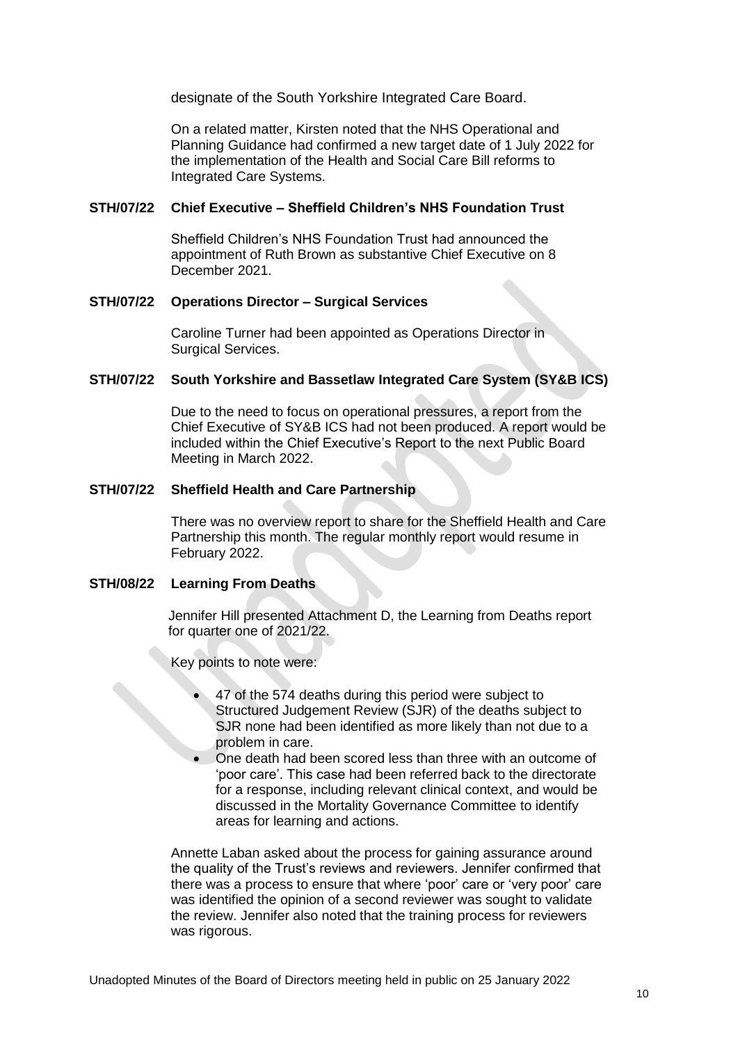designate of the South Yorkshire Integrated Care Board.

On a related matter, Kirsten noted that the NHS Operational and Planning Guidance had confirmed a new target date of 1 July 2022 for the implementation of the Health and Social Care Bill reforms to Integrated Care Systems.

**STH/07/22 Chief Executive – Sheffield Children's NHS Foundation Trust**

Sheffield Children's NHS Foundation Trust had announced the appointment of Ruth Brown as substantive Chief Executive on 8 December 2021.

**STH/07/22 Operations Director – Surgical Services**

Caroline Turner had been appointed as Operations Director in Surgical Services.

**STH/07/22 South Yorkshire and Bassetlaw Integrated Care System (SY&B ICS)**

Due to the need to focus on operational pressures, a report from the Chief Executive of SY&B ICS had not been produced. A report would be included within the Chief Executive's Report to the next Public Board Meeting in March 2022.

**STH/07/22 Sheffield Health and Care Partnership**

There was no overview report to share for the Sheffield Health and Care Partnership this month. The regular monthly report would resume in February 2022.

**STH/08/22 Learning From Deaths**

Jennifer Hill presented Attachment D, the Learning from Deaths report for quarter one of 2021/22.

Key points to note were:

- 47 of the 574 deaths during this period were subject to Structured Judgement Review (SJR) of the deaths subject to SJR none had been identified as more likely than not due to a problem in care.
- One death had been scored less than three with an outcome of 'poor care'. This case had been referred back to the directorate for a response, including relevant clinical context, and would be discussed in the Mortality Governance Committee to identify areas for learning and actions.

Annette Laban asked about the process for gaining assurance around the quality of the Trust's reviews and reviewers. Jennifer confirmed that there was a process to ensure that where 'poor' care or 'very poor' care was identified the opinion of a second reviewer was sought to validate the review. Jennifer also noted that the training process for reviewers was rigorous.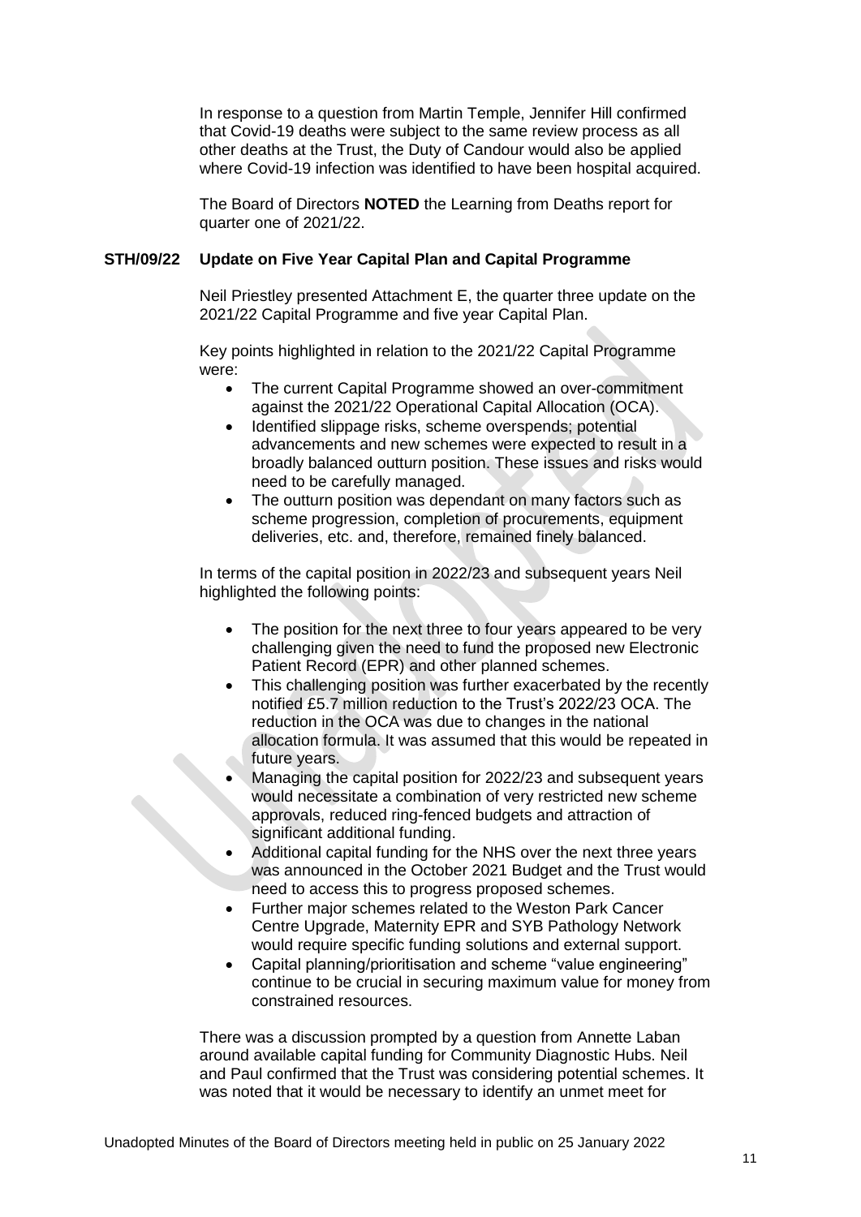In response to a question from Martin Temple, Jennifer Hill confirmed that Covid-19 deaths were subject to the same review process as all other deaths at the Trust, the Duty of Candour would also be applied where Covid-19 infection was identified to have been hospital acquired.

The Board of Directors **NOTED** the Learning from Deaths report for quarter one of 2021/22.

**STH/09/22 Update on Five Year Capital Plan and Capital Programme**

Neil Priestley presented Attachment E, the quarter three update on the 2021/22 Capital Programme and five year Capital Plan.

Key points highlighted in relation to the 2021/22 Capital Programme were:

- The current Capital Programme showed an over-commitment against the 2021/22 Operational Capital Allocation (OCA).
- Identified slippage risks, scheme overspends; potential advancements and new schemes were expected to result in a broadly balanced outturn position. These issues and risks would need to be carefully managed.
- The outturn position was dependant on many factors such as scheme progression, completion of procurements, equipment deliveries, etc. and, therefore, remained finely balanced.

In terms of the capital position in 2022/23 and subsequent years Neil highlighted the following points:

- The position for the next three to four years appeared to be very challenging given the need to fund the proposed new Electronic Patient Record (EPR) and other planned schemes.
- This challenging position was further exacerbated by the recently notified £5.7 million reduction to the Trust's 2022/23 OCA. The reduction in the OCA was due to changes in the national allocation formula. It was assumed that this would be repeated in future years.
- Managing the capital position for 2022/23 and subsequent years would necessitate a combination of very restricted new scheme approvals, reduced ring-fenced budgets and attraction of significant additional funding.
- Additional capital funding for the NHS over the next three years was announced in the October 2021 Budget and the Trust would need to access this to progress proposed schemes.
- Further major schemes related to the Weston Park Cancer Centre Upgrade, Maternity EPR and SYB Pathology Network would require specific funding solutions and external support.
- Capital planning/prioritisation and scheme "value engineering" continue to be crucial in securing maximum value for money from constrained resources.

There was a discussion prompted by a question from Annette Laban around available capital funding for Community Diagnostic Hubs. Neil and Paul confirmed that the Trust was considering potential schemes. It was noted that it would be necessary to identify an unmet meet for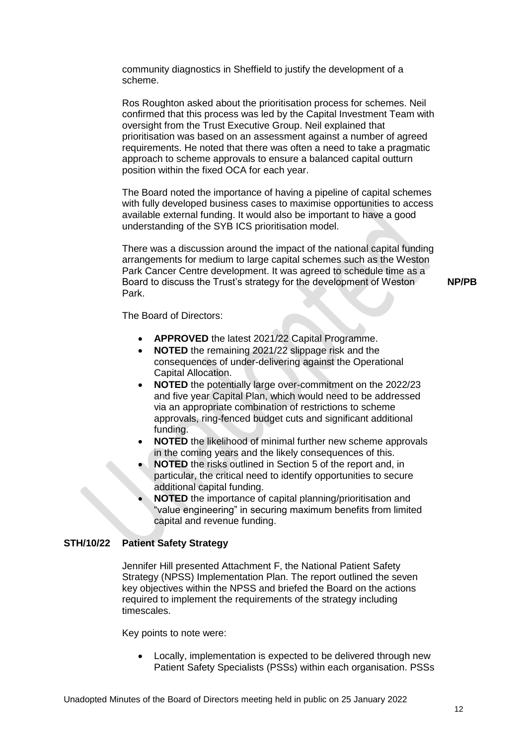community diagnostics in Sheffield to justify the development of a scheme.

Ros Roughton asked about the prioritisation process for schemes. Neil confirmed that this process was led by the Capital Investment Team with oversight from the Trust Executive Group. Neil explained that prioritisation was based on an assessment against a number of agreed requirements. He noted that there was often a need to take a pragmatic approach to scheme approvals to ensure a balanced capital outturn position within the fixed OCA for each year.

The Board noted the importance of having a pipeline of capital schemes with fully developed business cases to maximise opportunities to access available external funding. It would also be important to have a good understanding of the SYB ICS prioritisation model.

There was a discussion around the impact of the national capital funding arrangements for medium to large capital schemes such as the Weston Park Cancer Centre development. It was agreed to schedule time as a Board to discuss the Trust's strategy for the development of Weston Park. **NP/PB**

The Board of Directors:

- **APPROVED** the latest 2021/22 Capital Programme.
- **NOTED** the remaining 2021/22 slippage risk and the consequences of under-delivering against the Operational Capital Allocation.
- **NOTED** the potentially large over-commitment on the 2022/23 and five year Capital Plan, which would need to be addressed via an appropriate combination of restrictions to scheme approvals, ring-fenced budget cuts and significant additional funding.
- **NOTED** the likelihood of minimal further new scheme approvals in the coming years and the likely consequences of this.
- **NOTED** the risks outlined in Section 5 of the report and, in particular, the critical need to identify opportunities to secure additional capital funding.
- **NOTED** the importance of capital planning/prioritisation and "value engineering" in securing maximum benefits from limited capital and revenue funding.

**STH/10/22 Patient Safety Strategy**

Jennifer Hill presented Attachment F, the National Patient Safety Strategy (NPSS) Implementation Plan. The report outlined the seven key objectives within the NPSS and briefed the Board on the actions required to implement the requirements of the strategy including timescales.

Key points to note were:

- Locally, implementation is expected to be delivered through new Patient Safety Specialists (PSSs) within each organisation. PSSs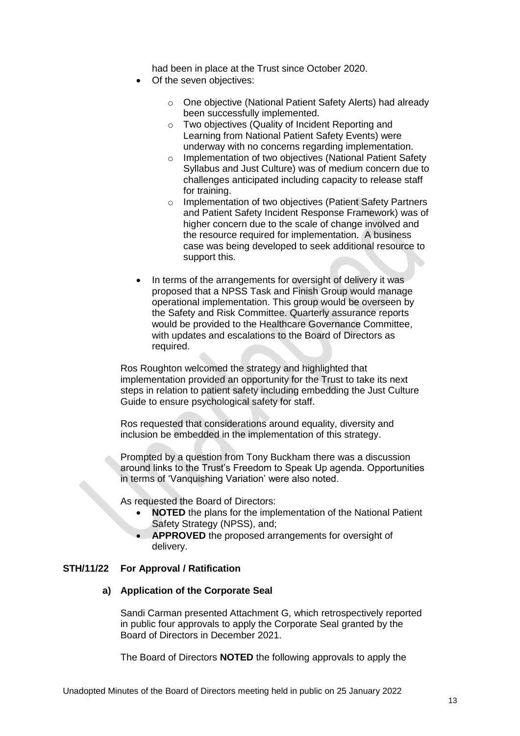had been in place at the Trust since October 2020.

- Of the seven objectives:
  - One objective (National Patient Safety Alerts) had already been successfully implemented.
  - Two objectives (Quality of Incident Reporting and Learning from National Patient Safety Events) were underway with no concerns regarding implementation.
  - Implementation of two objectives (National Patient Safety Syllabus and Just Culture) was of medium concern due to challenges anticipated including capacity to release staff for training.
  - Implementation of two objectives (Patient Safety Partners and Patient Safety Incident Response Framework) was of higher concern due to the scale of change involved and the resource required for implementation. A business case was being developed to seek additional resource to support this.

- In terms of the arrangements for oversight of delivery it was proposed that a NPSS Task and Finish Group would manage operational implementation. This group would be overseen by the Safety and Risk Committee. Quarterly assurance reports would be provided to the Healthcare Governance Committee, with updates and escalations to the Board of Directors as required.

Ros Roughton welcomed the strategy and highlighted that implementation provided an opportunity for the Trust to take its next steps in relation to patient safety including embedding the Just Culture Guide to ensure psychological safety for staff.

Ros requested that considerations around equality, diversity and inclusion be embedded in the implementation of this strategy.

Prompted by a question from Tony Buckham there was a discussion around links to the Trust's Freedom to Speak Up agenda. Opportunities in terms of 'Vanquishing Variation' were also noted.

As requested the Board of Directors:

- **NOTED** the plans for the implementation of the National Patient Safety Strategy (NPSS), and;
- **APPROVED** the proposed arrangements for oversight of delivery.

**STH/11/22 For Approval / Ratification**

**a) Application of the Corporate Seal**

Sandi Carman presented Attachment G, which retrospectively reported in public four approvals to apply the Corporate Seal granted by the Board of Directors in December 2021.

The Board of Directors **NOTED** the following approvals to apply the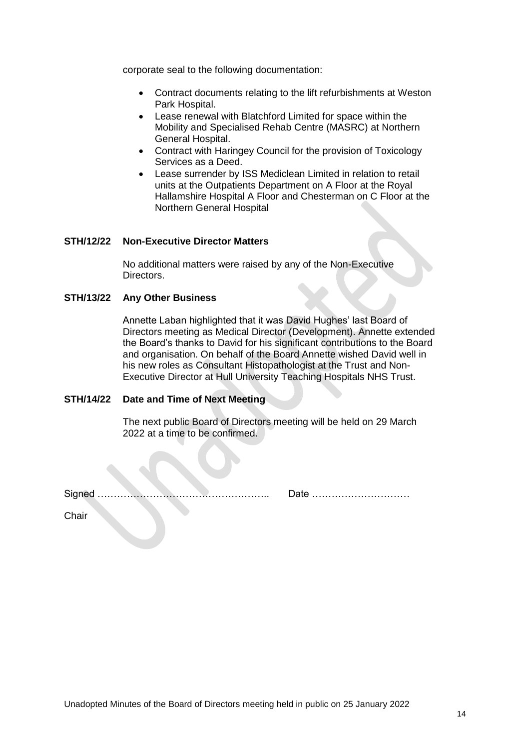corporate seal to the following documentation:

- Contract documents relating to the lift refurbishments at Weston Park Hospital.
- Lease renewal with Blatchford Limited for space within the Mobility and Specialised Rehab Centre (MASRC) at Northern General Hospital.
- Contract with Haringey Council for the provision of Toxicology Services as a Deed.
- Lease surrender by ISS Mediclean Limited in relation to retail units at the Outpatients Department on A Floor at the Royal Hallamshire Hospital A Floor and Chesterman on C Floor at the Northern General Hospital

**STH/12/22 Non-Executive Director Matters**

No additional matters were raised by any of the Non-Executive Directors.

**STH/13/22 Any Other Business**

Annette Laban highlighted that it was David Hughes' last Board of Directors meeting as Medical Director (Development). Annette extended the Board's thanks to David for his significant contributions to the Board and organisation. On behalf of the Board Annette wished David well in his new roles as Consultant Histopathologist at the Trust and Non-Executive Director at Hull University Teaching Hospitals NHS Trust.

**STH/14/22 Date and Time of Next Meeting**

The next public Board of Directors meeting will be held on 29 March 2022 at a time to be confirmed.

Signed …………………………………………….. Date …………………………

Chair

Unadopted Minutes of the Board of Directors meeting held in public on 25 January 2022